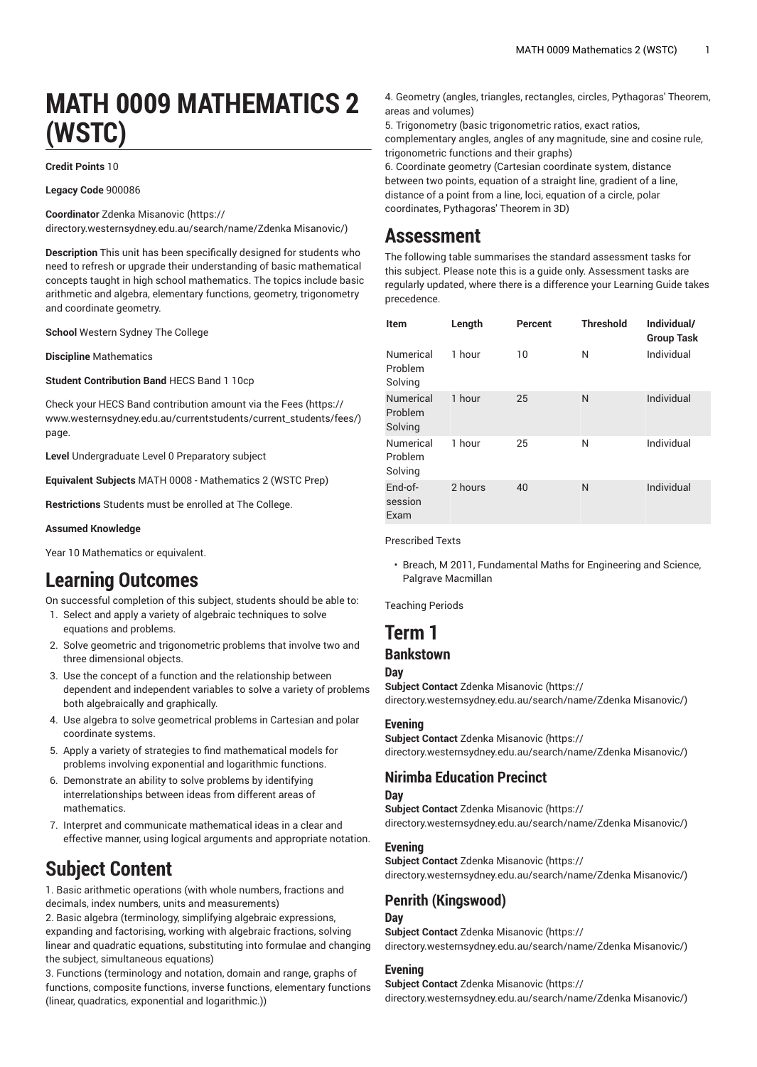# MATH 0009 MATHEMATICS 2 (WSTC)

**Credit Points** 10

**Legacy Code** 900086

**Coordinator** Zdenka Misanovic (https://directory.westernsydney.edu.au/search/name/Zdenka Misanovic/)

**Description** This unit has been specifically designed for students who need to refresh or upgrade their understanding of basic mathematical concepts taught in high school mathematics. The topics include basic arithmetic and algebra, elementary functions, geometry, trigonometry and coordinate geometry.

**School** Western Sydney The College

**Discipline** Mathematics

**Student Contribution Band** HECS Band 1 10cp

Check your HECS Band contribution amount via the Fees (https://www.westernsydney.edu.au/currentstudents/current_students/fees/) page.

**Level** Undergraduate Level 0 Preparatory subject

**Equivalent Subjects** MATH 0008 - Mathematics 2 (WSTC Prep)

**Restrictions** Students must be enrolled at The College.

**Assumed Knowledge**

Year 10 Mathematics or equivalent.

## Learning Outcomes

On successful completion of this subject, students should be able to:

1. Select and apply a variety of algebraic techniques to solve equations and problems.
2. Solve geometric and trigonometric problems that involve two and three dimensional objects.
3. Use the concept of a function and the relationship between dependent and independent variables to solve a variety of problems both algebraically and graphically.
4. Use algebra to solve geometrical problems in Cartesian and polar coordinate systems.
5. Apply a variety of strategies to find mathematical models for problems involving exponential and logarithmic functions.
6. Demonstrate an ability to solve problems by identifying interrelationships between ideas from different areas of mathematics.
7. Interpret and communicate mathematical ideas in a clear and effective manner, using logical arguments and appropriate notation.

## Subject Content

1. Basic arithmetic operations (with whole numbers, fractions and decimals, index numbers, units and measurements)
2. Basic algebra (terminology, simplifying algebraic expressions, expanding and factorising, working with algebraic fractions, solving linear and quadratic equations, substituting into formulae and changing the subject, simultaneous equations)
3. Functions (terminology and notation, domain and range, graphs of functions, composite functions, inverse functions, elementary functions (linear, quadratics, exponential and logarithmic.))
4. Geometry (angles, triangles, rectangles, circles, Pythagoras' Theorem, areas and volumes)
5. Trigonometry (basic trigonometric ratios, exact ratios, complementary angles, angles of any magnitude, sine and cosine rule, trigonometric functions and their graphs)
6. Coordinate geometry (Cartesian coordinate system, distance between two points, equation of a straight line, gradient of a line, distance of a point from a line, loci, equation of a circle, polar coordinates, Pythagoras' Theorem in 3D)

## Assessment

The following table summarises the standard assessment tasks for this subject. Please note this is a guide only. Assessment tasks are regularly updated, where there is a difference your Learning Guide takes precedence.

| Item | Length | Percent | Threshold | Individual/ Group Task |
|---|---|---|---|---|
| Numerical Problem Solving | 1 hour | 10 | N | Individual |
| Numerical Problem Solving | 1 hour | 25 | N | Individual |
| Numerical Problem Solving | 1 hour | 25 | N | Individual |
| End-of-session Exam | 2 hours | 40 | N | Individual |

Prescribed Texts

- Breach, M 2011, Fundamental Maths for Engineering and Science, Palgrave Macmillan

Teaching Periods

# Term 1

## Bankstown

### Day

**Subject Contact** Zdenka Misanovic (https://directory.westernsydney.edu.au/search/name/Zdenka Misanovic/)

### Evening

**Subject Contact** Zdenka Misanovic (https://directory.westernsydney.edu.au/search/name/Zdenka Misanovic/)

## Nirimba Education Precinct

### Day

**Subject Contact** Zdenka Misanovic (https://directory.westernsydney.edu.au/search/name/Zdenka Misanovic/)

### Evening

**Subject Contact** Zdenka Misanovic (https://directory.westernsydney.edu.au/search/name/Zdenka Misanovic/)

## Penrith (Kingswood)

### Day

**Subject Contact** Zdenka Misanovic (https://directory.westernsydney.edu.au/search/name/Zdenka Misanovic/)

### Evening

**Subject Contact** Zdenka Misanovic (https://directory.westernsydney.edu.au/search/name/Zdenka Misanovic/)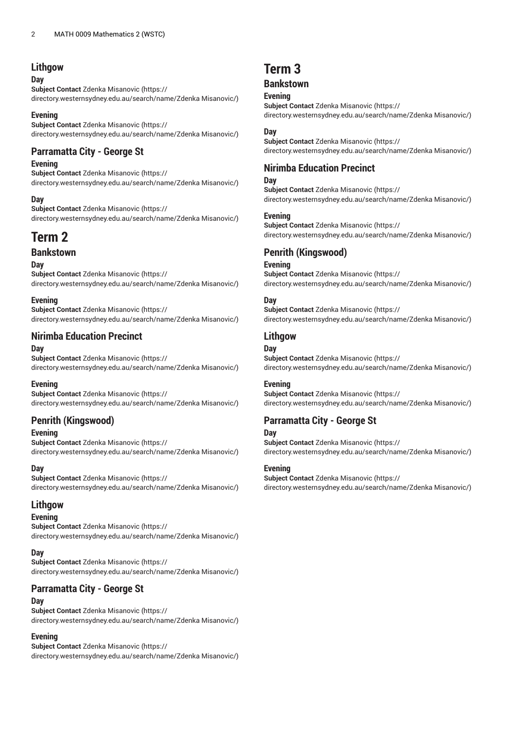### Lithgow

#### Day

**Subject Contact** Zdenka Misanovic (https://directory.westernsydney.edu.au/search/name/Zdenka Misanovic/)

#### Evening

**Subject Contact** Zdenka Misanovic (https://directory.westernsydney.edu.au/search/name/Zdenka Misanovic/)

### Parramatta City - George St

#### Evening

**Subject Contact** Zdenka Misanovic (https://directory.westernsydney.edu.au/search/name/Zdenka Misanovic/)

#### Day

**Subject Contact** Zdenka Misanovic (https://directory.westernsydney.edu.au/search/name/Zdenka Misanovic/)

## Term 2

### Bankstown

#### Day

**Subject Contact** Zdenka Misanovic (https://directory.westernsydney.edu.au/search/name/Zdenka Misanovic/)

#### Evening

**Subject Contact** Zdenka Misanovic (https://directory.westernsydney.edu.au/search/name/Zdenka Misanovic/)

### Nirimba Education Precinct

#### Day

**Subject Contact** Zdenka Misanovic (https://directory.westernsydney.edu.au/search/name/Zdenka Misanovic/)

#### Evening

**Subject Contact** Zdenka Misanovic (https://directory.westernsydney.edu.au/search/name/Zdenka Misanovic/)

### Penrith (Kingswood)

#### Evening

**Subject Contact** Zdenka Misanovic (https://directory.westernsydney.edu.au/search/name/Zdenka Misanovic/)

#### Day

**Subject Contact** Zdenka Misanovic (https://directory.westernsydney.edu.au/search/name/Zdenka Misanovic/)

### Lithgow

#### Evening

**Subject Contact** Zdenka Misanovic (https://directory.westernsydney.edu.au/search/name/Zdenka Misanovic/)

#### Day

**Subject Contact** Zdenka Misanovic (https://directory.westernsydney.edu.au/search/name/Zdenka Misanovic/)

### Parramatta City - George St

#### Day

**Subject Contact** Zdenka Misanovic (https://directory.westernsydney.edu.au/search/name/Zdenka Misanovic/)

#### Evening

**Subject Contact** Zdenka Misanovic (https://directory.westernsydney.edu.au/search/name/Zdenka Misanovic/)

## Term 3

### Bankstown

#### Evening

**Subject Contact** Zdenka Misanovic (https://directory.westernsydney.edu.au/search/name/Zdenka Misanovic/)

#### Day

**Subject Contact** Zdenka Misanovic (https://directory.westernsydney.edu.au/search/name/Zdenka Misanovic/)

### Nirimba Education Precinct

#### Day

**Subject Contact** Zdenka Misanovic (https://directory.westernsydney.edu.au/search/name/Zdenka Misanovic/)

#### Evening

**Subject Contact** Zdenka Misanovic (https://directory.westernsydney.edu.au/search/name/Zdenka Misanovic/)

### Penrith (Kingswood)

#### Evening

**Subject Contact** Zdenka Misanovic (https://directory.westernsydney.edu.au/search/name/Zdenka Misanovic/)

#### Day

**Subject Contact** Zdenka Misanovic (https://directory.westernsydney.edu.au/search/name/Zdenka Misanovic/)

### Lithgow

#### Day

**Subject Contact** Zdenka Misanovic (https://directory.westernsydney.edu.au/search/name/Zdenka Misanovic/)

#### Evening

**Subject Contact** Zdenka Misanovic (https://directory.westernsydney.edu.au/search/name/Zdenka Misanovic/)

### Parramatta City - George St

#### Day

**Subject Contact** Zdenka Misanovic (https://directory.westernsydney.edu.au/search/name/Zdenka Misanovic/)

#### Evening

**Subject Contact** Zdenka Misanovic (https://directory.westernsydney.edu.au/search/name/Zdenka Misanovic/)